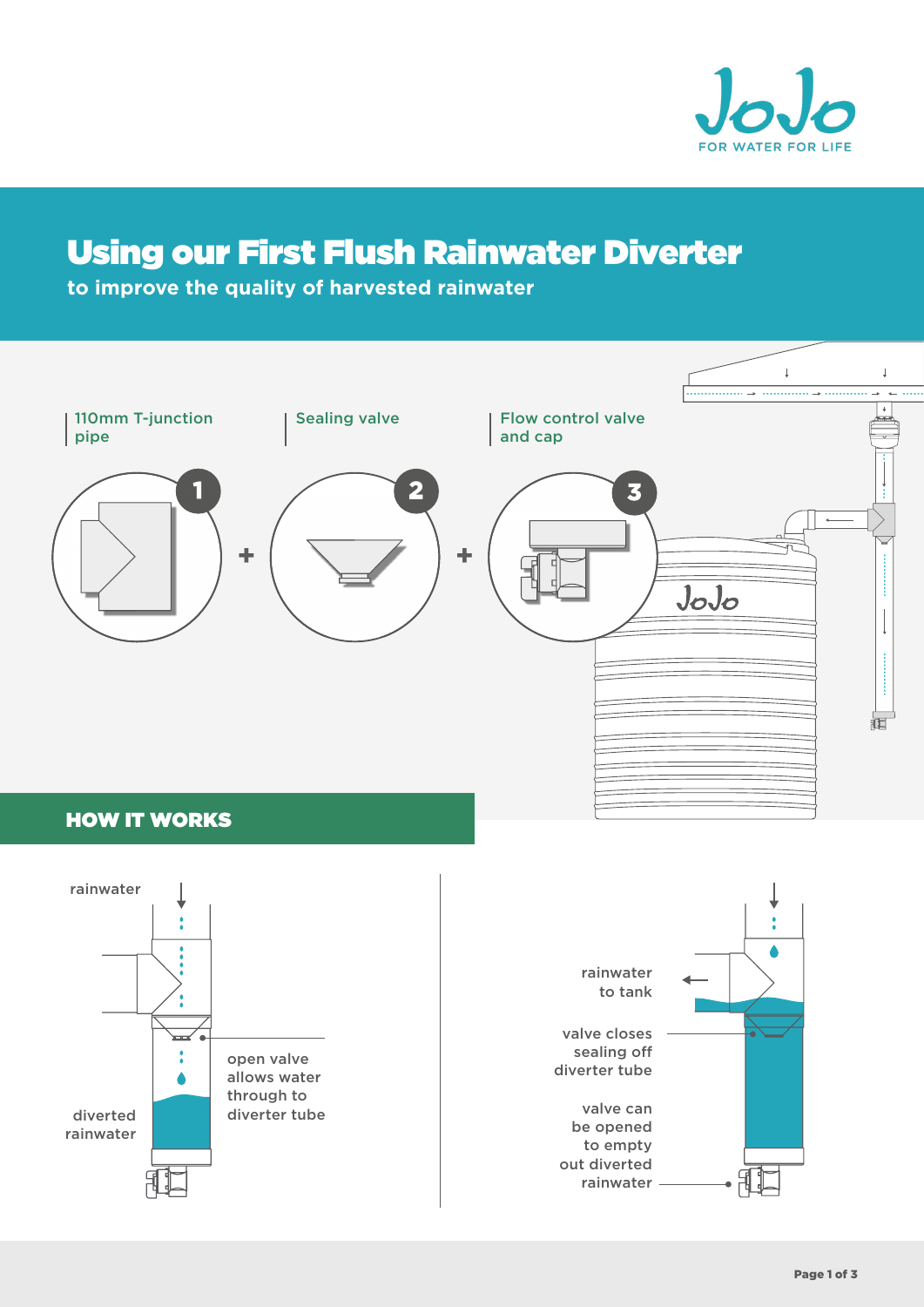# Using our First Flush Rainwater Diverter

**to improve the quality of harvested rainwater**

1. 110mm T-junction pipe
2. Sealing valve
3. Flow control valve and cap

## HOW IT WORKS

rainwater

open valve allows water through to diverter tube

diverted rainwater

rainwater to tank

valve closes sealing off diverter tube

valve can be opened to empty out diverted rainwater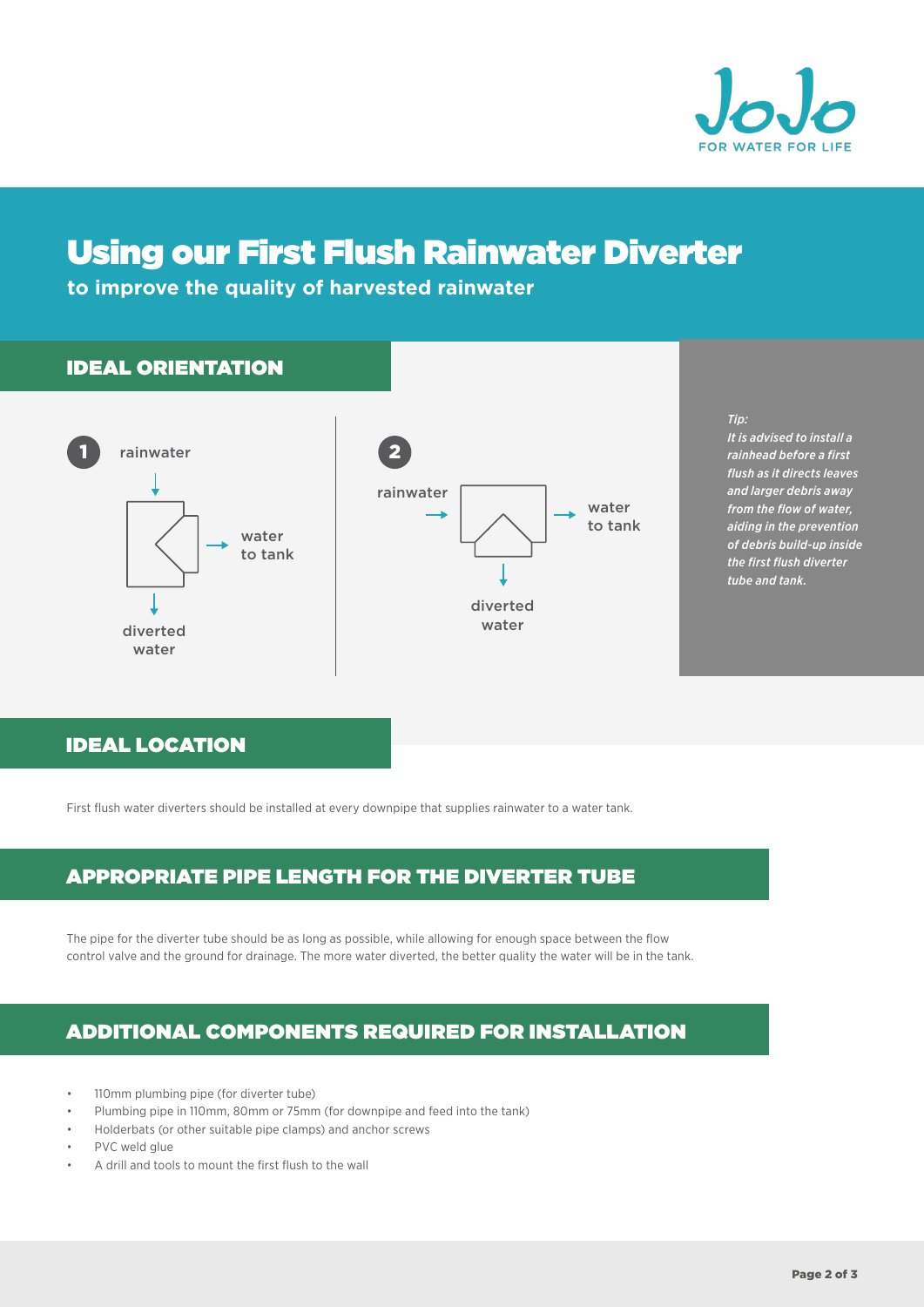# Using our First Flush Rainwater Diverter

**to improve the quality of harvested rainwater**

## IDEAL ORIENTATION

**1**

rainwater

water to tank

diverted water

**2**

rainwater

water to tank

diverted water

*Tip:*
***It is advised to install a rainhead before a first flush as it directs leaves and larger debris away from the flow of water, aiding in the prevention of debris build-up inside the first flush diverter tube and tank.***

## IDEAL LOCATION

First flush water diverters should be installed at every downpipe that supplies rainwater to a water tank.

## APPROPRIATE PIPE LENGTH FOR THE DIVERTER TUBE

The pipe for the diverter tube should be as long as possible, while allowing for enough space between the flow control valve and the ground for drainage. The more water diverted, the better quality the water will be in the tank.

## ADDITIONAL COMPONENTS REQUIRED FOR INSTALLATION

- 110mm plumbing pipe (for diverter tube)
- Plumbing pipe in 110mm, 80mm or 75mm (for downpipe and feed into the tank)
- Holderbats (or other suitable pipe clamps) and anchor screws
- PVC weld glue
- A drill and tools to mount the first flush to the wall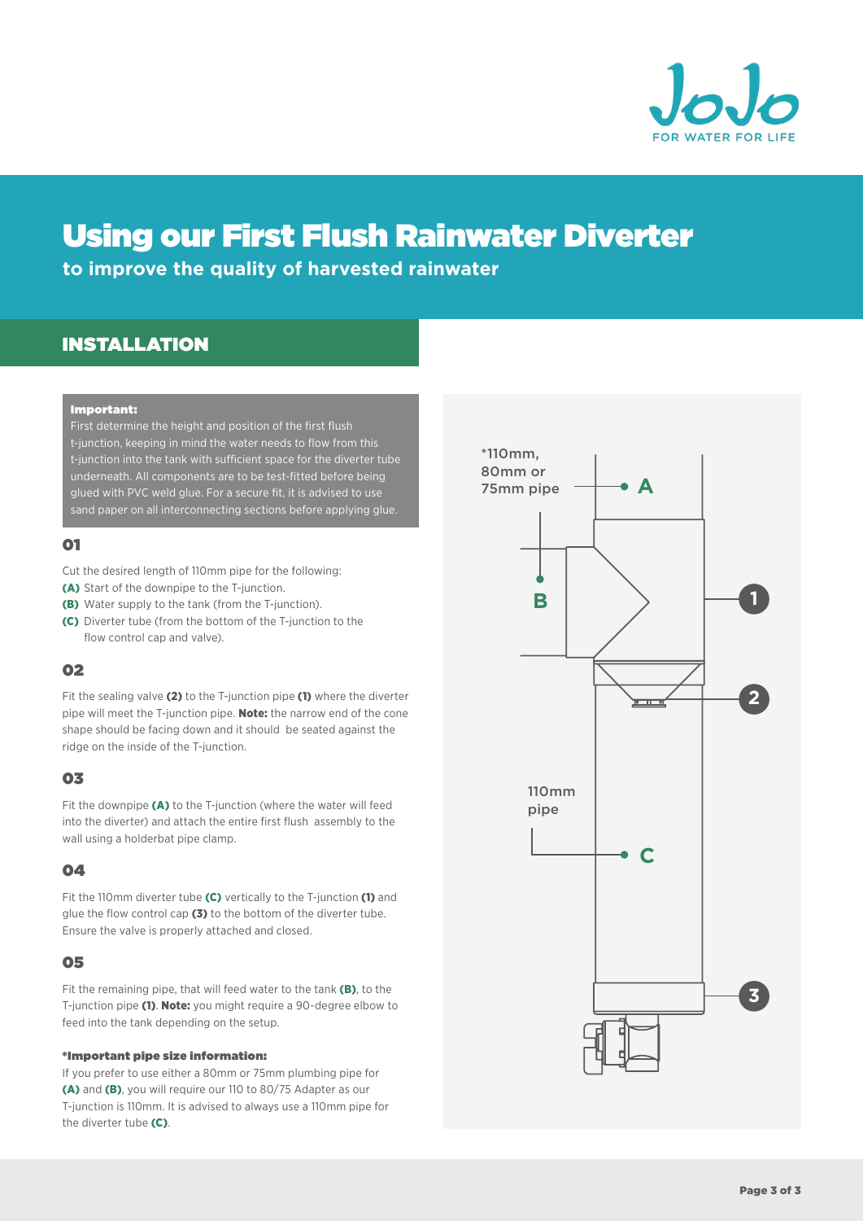# Using our First Flush Rainwater Diverter

**to improve the quality of harvested rainwater**

## INSTALLATION

**Important:**
First determine the height and position of the first flush t-junction, keeping in mind the water needs to flow from this t-junction into the tank with sufficient space for the diverter tube underneath. All components are to be test-fitted before being glued with PVC weld glue. For a secure fit, it is advised to use sand paper on all interconnecting sections before applying glue.

### 01

Cut the desired length of 110mm pipe for the following:

**(A)** Start of the downpipe to the T-junction.
**(B)** Water supply to the tank (from the T-junction).
**(C)** Diverter tube (from the bottom of the T-junction to the flow control cap and valve).

### 02

Fit the sealing valve **(2)** to the T-junction pipe **(1)** where the diverter pipe will meet the T-junction pipe. **Note:** the narrow end of the cone shape should be facing down and it should be seated against the ridge on the inside of the T-junction.

### 03

Fit the downpipe **(A)** to the T-junction (where the water will feed into the diverter) and attach the entire first flush assembly to the wall using a holderbat pipe clamp.

### 04

Fit the 110mm diverter tube **(C)** vertically to the T-junction **(1)** and glue the flow control cap **(3)** to the bottom of the diverter tube. Ensure the valve is properly attached and closed.

### 05

Fit the remaining pipe, that will feed water to the tank **(B)**, to the T-junction pipe **(1)**. **Note:** you might require a 90-degree elbow to feed into the tank depending on the setup.

**\*Important pipe size information:**
If you prefer to use either a 80mm or 75mm plumbing pipe for **(A)** and **(B)**, you will require our 110 to 80/75 Adapter as our T-junction is 110mm. It is advised to always use a 110mm pipe for the diverter tube **(C)**.

*110mm, 80mm or 75mm pipe
A
B
1
2
110mm pipe
C
3